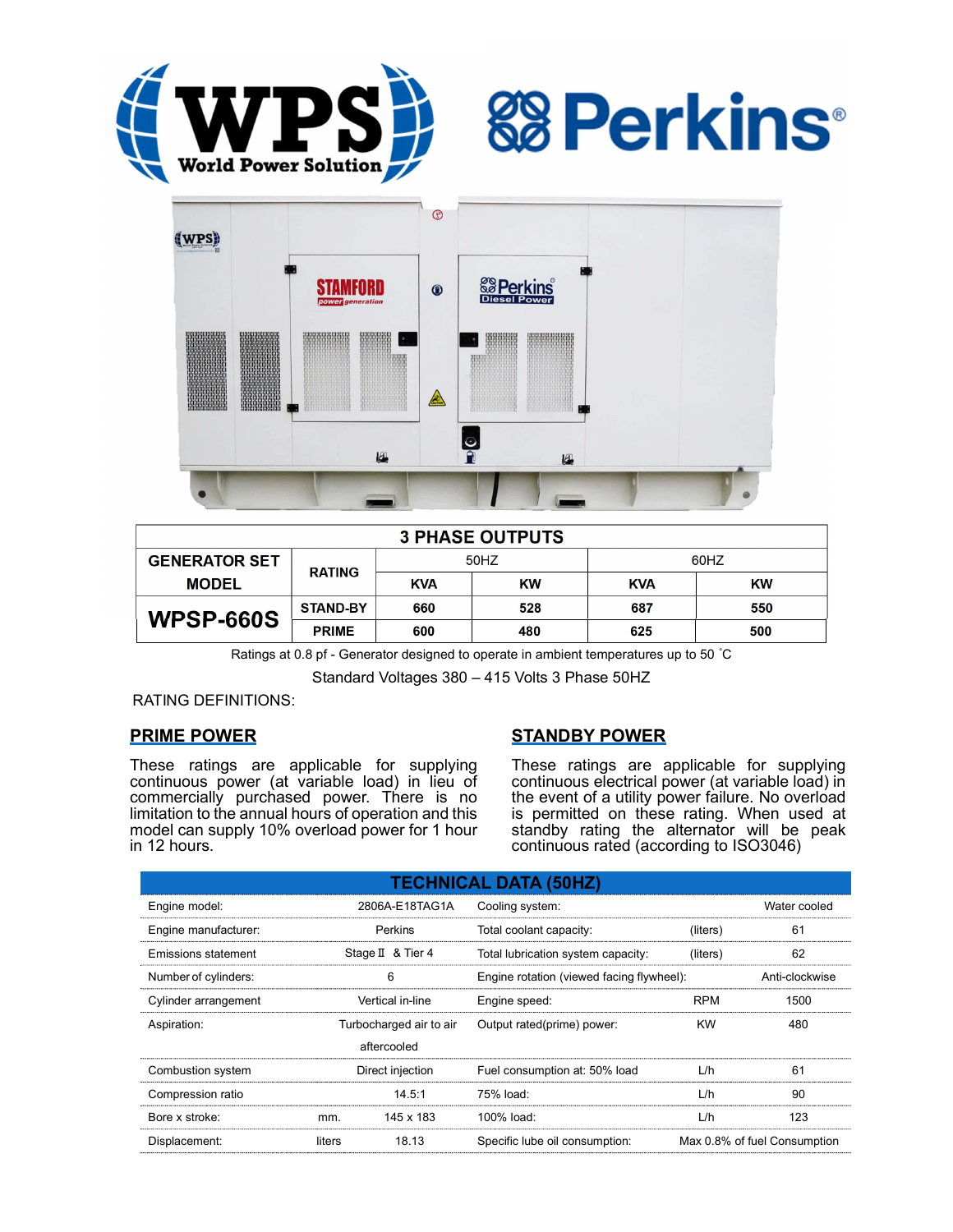| 3 PHASE OUTPUTS | | | | | |
|---|---|---|---|---|---|
| GENERATOR SET MODEL | RATING | 50HZ | | 60HZ | |
| | | KVA | KW | KVA | KW |
| **WPSP-660S** | STAND-BY | 660 | 528 | 687 | 550 |
| | PRIME | 600 | 480 | 625 | 500 |

Ratings at 0.8 pf - Generator designed to operate in ambient temperatures up to 50 ˚C

Standard Voltages 380 – 415 Volts 3 Phase 50HZ

RATING DEFINITIONS:

## PRIME POWER

These ratings are applicable for supplying continuous power (at variable load) in lieu of commercially purchased power. There is no limitation to the annual hours of operation and this model can supply 10% overload power for 1 hour in 12 hours.

## STANDBY POWER

These ratings are applicable for supplying continuous electrical power (at variable load) in the event of a utility power failure. No overload is permitted on these rating. When used at standby rating the alternator will be peak continuous rated (according to ISO3046)

| TECHNICAL DATA (50HZ) | | | | | |
|---|---|---|---|---|---|
| Engine model: | | 2806A-E18TAG1A | Cooling system: | | Water cooled |
| Engine manufacturer: | | Perkins | Total coolant capacity: | (liters) | 61 |
| Emissions statement | | Stage Ⅱ & Tier 4 | Total lubrication system capacity: | (liters) | 62 |
| Number of cylinders: | | 6 | Engine rotation (viewed facing flywheel): | | Anti-clockwise |
| Cylinder arrangement | | Vertical in-line | Engine speed: | RPM | 1500 |
| Aspiration: | | Turbocharged air to air aftercooled | Output rated(prime) power: | KW | 480 |
| Combustion system | | Direct injection | Fuel consumption at: 50% load | L/h | 61 |
| Compression ratio | | 14.5:1 | 75% load: | L/h | 90 |
| Bore x stroke: | mm. | 145 x 183 | 100% load: | L/h | 123 |
| Displacement: | liters | 18.13 | Specific lube oil consumption: | | Max 0.8% of fuel Consumption |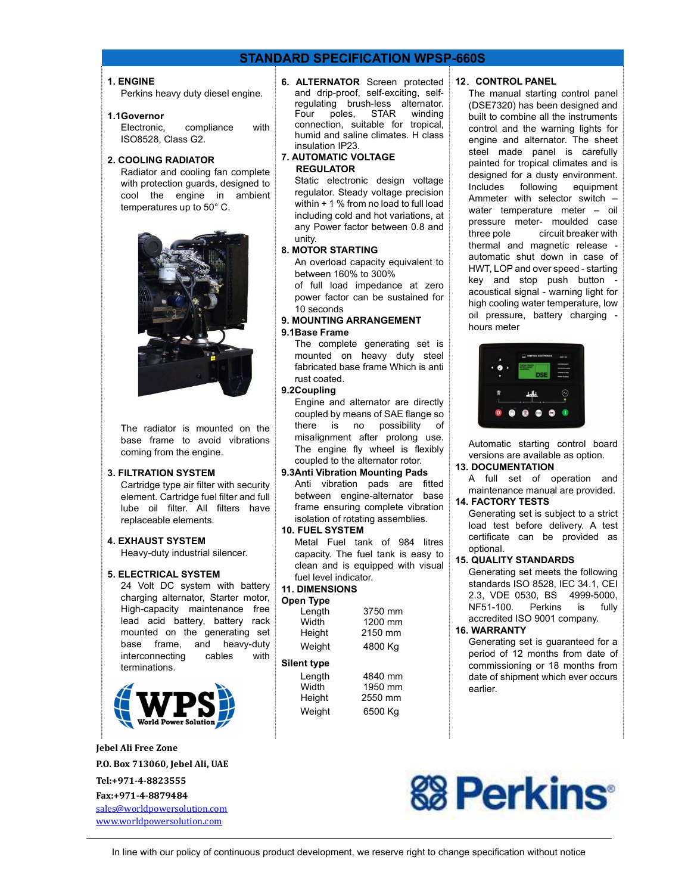# STANDARD SPECIFICATION WPSP-660S

### 1. ENGINE

Perkins heavy duty diesel engine.

#### 1.1Governor

Electronic, compliance with ISO8528, Class G2.

### 2. COOLING RADIATOR

Radiator and cooling fan complete with protection guards, designed to cool the engine in ambient temperatures up to 50° C.

The radiator is mounted on the base frame to avoid vibrations coming from the engine.

### 3. FILTRATION SYSTEM

Cartridge type air filter with security element. Cartridge fuel filter and full lube oil filter. All filters have replaceable elements.

### 4. EXHAUST SYSTEM

Heavy-duty industrial silencer.

### 5. ELECTRICAL SYSTEM

24 Volt DC system with battery charging alternator, Starter motor, High-capacity maintenance free lead acid battery, battery rack mounted on the generating set base frame, and heavy-duty interconnecting cables with terminations.

### 6. ALTERNATOR

Screen protected and drip-proof, self-exciting, self-regulating brush-less alternator. Four poles, STAR winding connection, suitable for tropical, humid and saline climates. H class insulation IP23.

### 7. AUTOMATIC VOLTAGE REGULATOR

Static electronic design voltage regulator. Steady voltage precision within + 1 % from no load to full load including cold and hot variations, at any Power factor between 0.8 and unity.

### 8. MOTOR STARTING

An overload capacity equivalent to between 160% to 300%

of full load impedance at zero power factor can be sustained for 10 seconds

### 9. MOUNTING ARRANGEMENT

#### 9.1Base Frame

The complete generating set is mounted on heavy duty steel fabricated base frame Which is anti rust coated.

#### 9.2Coupling

Engine and alternator are directly coupled by means of SAE flange so there is no possibility of misalignment after prolong use. The engine fly wheel is flexibly coupled to the alternator rotor.

#### 9.3Anti Vibration Mounting Pads

Anti vibration pads are fitted between engine-alternator base frame ensuring complete vibration isolation of rotating assemblies.

### 10. FUEL SYSTEM

Metal Fuel tank of 984 litres capacity. The fuel tank is easy to clean and is equipped with visual fuel level indicator.

### 11. DIMENSIONS

**Open Type**

| | |
|---|---|
| Length | 3750 mm |
| Width | 1200 mm |
| Height | 2150 mm |
| Weight | 4800 Kg |

**Silent type**

| | |
|---|---|
| Length | 4840 mm |
| Width | 1950 mm |
| Height | 2550 mm |
| Weight | 6500 Kg |

### 12. CONTROL PANEL

The manual starting control panel (DSE7320) has been designed and built to combine all the instruments control and the warning lights for engine and alternator. The sheet steel made panel is carefully painted for tropical climates and is designed for a dusty environment. Includes following equipment Ammeter with selector switch – water temperature meter – oil pressure meter- moulded case three pole circuit breaker with thermal and magnetic release - automatic shut down in case of HWT, LOP and over speed - starting key and stop push button - acoustical signal - warning light for high cooling water temperature, low oil pressure, battery charging - hours meter

Automatic starting control board versions are available as option.

### 13. DOCUMENTATION

A full set of operation and maintenance manual are provided.

### 14. FACTORY TESTS

Generating set is subject to a strict load test before delivery. A test certificate can be provided as optional.

### 15. QUALITY STANDARDS

Generating set meets the following standards ISO 8528, IEC 34.1, CEI 2.3, VDE 0530, BS 4999-5000, NF51-100. Perkins is fully accredited ISO 9001 company.

### 16. WARRANTY

Generating set is guaranteed for a period of 12 months from date of commissioning or 18 months from date of shipment which ever occurs earlier.

WPS World Power Solution

**Jebel Ali Free Zone**
**P.O. Box 713060, Jebel Ali, UAE**
**Tel:+971-4-8823555**
**Fax:+971-4-8879484**
sales@worldpowersolution.com
www.worldpowersolution.com

Perkins

In line with our policy of continuous product development, we reserve right to change specification without notice